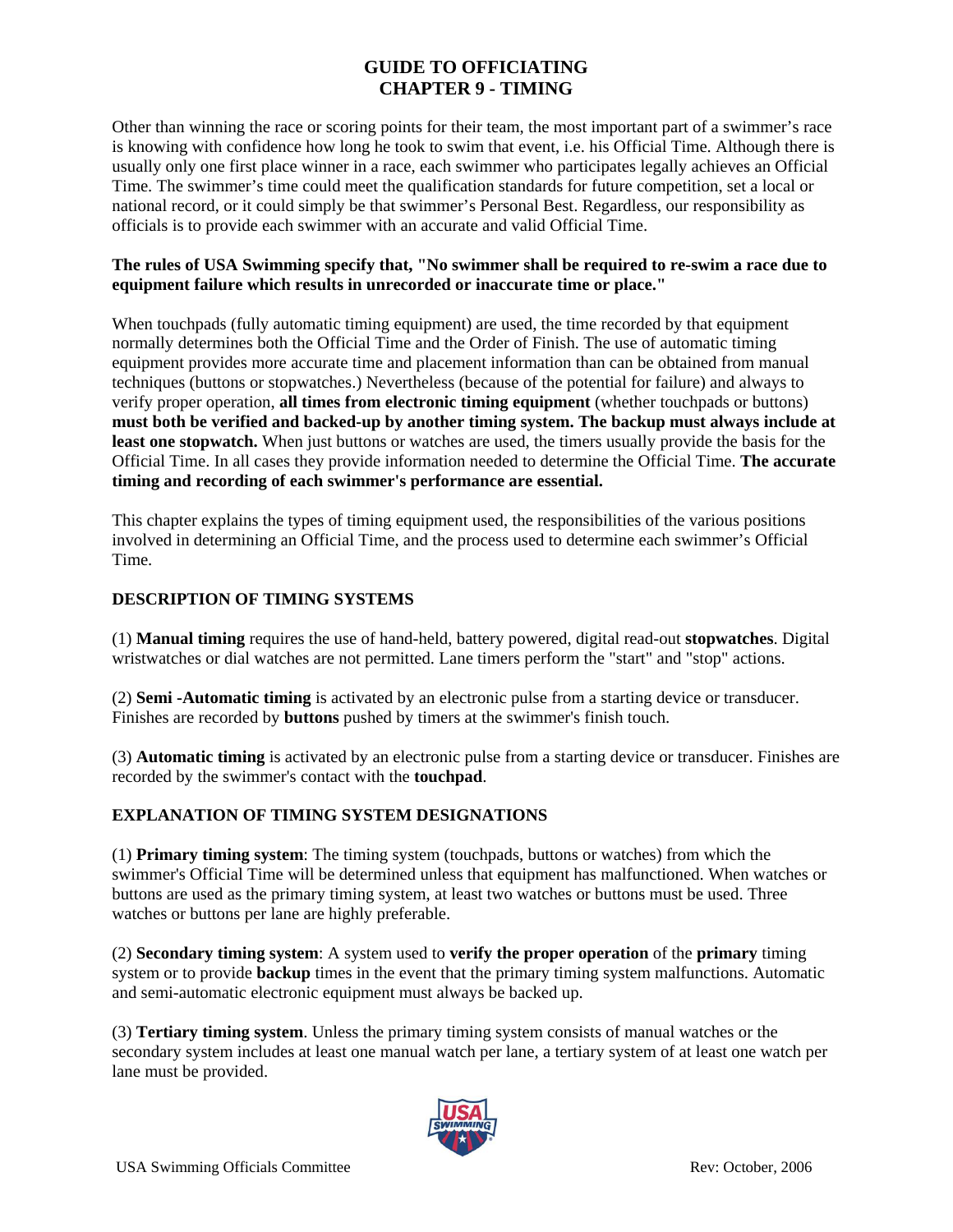# GUIDE TO OFFICIATING
# CHAPTER 9 - TIMING

Other than winning the race or scoring points for their team, the most important part of a swimmer's race is knowing with confidence how long he took to swim that event, i.e. his Official Time. Although there is usually only one first place winner in a race, each swimmer who participates legally achieves an Official Time. The swimmer's time could meet the qualification standards for future competition, set a local or national record, or it could simply be that swimmer's Personal Best. Regardless, our responsibility as officials is to provide each swimmer with an accurate and valid Official Time.

**The rules of USA Swimming specify that, "No swimmer shall be required to re-swim a race due to equipment failure which results in unrecorded or inaccurate time or place."**

When touchpads (fully automatic timing equipment) are used, the time recorded by that equipment normally determines both the Official Time and the Order of Finish. The use of automatic timing equipment provides more accurate time and placement information than can be obtained from manual techniques (buttons or stopwatches.) Nevertheless (because of the potential for failure) and always to verify proper operation, **all times from electronic timing equipment** (whether touchpads or buttons) **must both be verified and backed-up by another timing system. The backup must always include at least one stopwatch.** When just buttons or watches are used, the timers usually provide the basis for the Official Time. In all cases they provide information needed to determine the Official Time. **The accurate timing and recording of each swimmer's performance are essential.**

This chapter explains the types of timing equipment used, the responsibilities of the various positions involved in determining an Official Time, and the process used to determine each swimmer's Official Time.

## DESCRIPTION OF TIMING SYSTEMS

(1) **Manual timing** requires the use of hand-held, battery powered, digital read-out **stopwatches**. Digital wristwatches or dial watches are not permitted. Lane timers perform the "start" and "stop" actions.

(2) **Semi -Automatic timing** is activated by an electronic pulse from a starting device or transducer. Finishes are recorded by **buttons** pushed by timers at the swimmer's finish touch.

(3) **Automatic timing** is activated by an electronic pulse from a starting device or transducer. Finishes are recorded by the swimmer's contact with the **touchpad**.

## EXPLANATION OF TIMING SYSTEM DESIGNATIONS

(1) **Primary timing system**: The timing system (touchpads, buttons or watches) from which the swimmer's Official Time will be determined unless that equipment has malfunctioned. When watches or buttons are used as the primary timing system, at least two watches or buttons must be used. Three watches or buttons per lane are highly preferable.

(2) **Secondary timing system**: A system used to **verify the proper operation** of the **primary** timing system or to provide **backup** times in the event that the primary timing system malfunctions. Automatic and semi-automatic electronic equipment must always be backed up.

(3) **Tertiary timing system**. Unless the primary timing system consists of manual watches or the secondary system includes at least one manual watch per lane, a tertiary system of at least one watch per lane must be provided.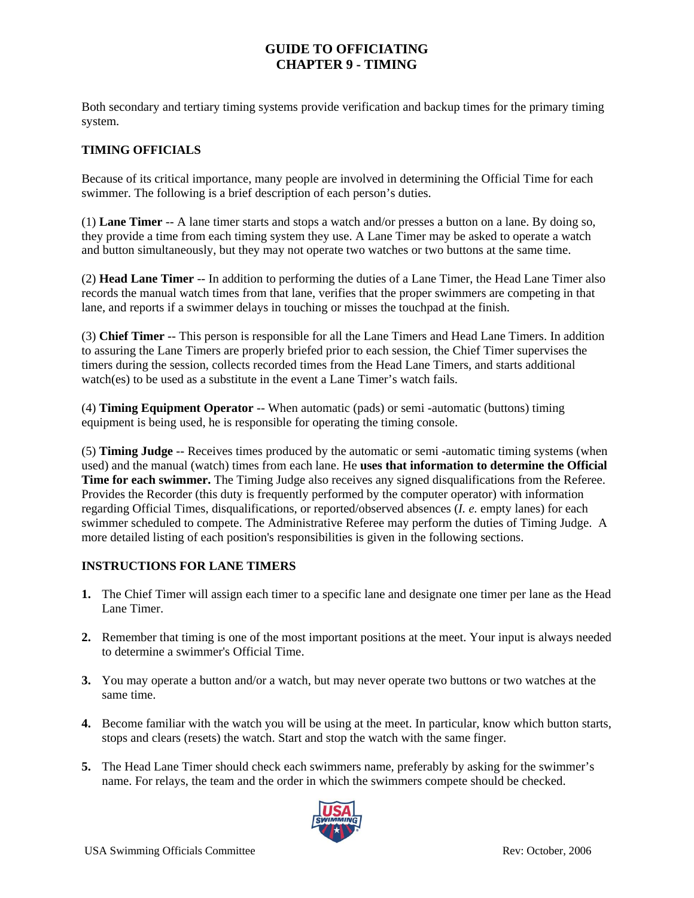# GUIDE TO OFFICIATING
# CHAPTER 9 - TIMING

Both secondary and tertiary timing systems provide verification and backup times for the primary timing system.

## TIMING OFFICIALS

Because of its critical importance, many people are involved in determining the Official Time for each swimmer. The following is a brief description of each person's duties.

(1) **Lane Timer** -- A lane timer starts and stops a watch and/or presses a button on a lane. By doing so, they provide a time from each timing system they use. A Lane Timer may be asked to operate a watch and button simultaneously, but they may not operate two watches or two buttons at the same time.

(2) **Head Lane Timer** -- In addition to performing the duties of a Lane Timer, the Head Lane Timer also records the manual watch times from that lane, verifies that the proper swimmers are competing in that lane, and reports if a swimmer delays in touching or misses the touchpad at the finish.

(3) **Chief Timer** -- This person is responsible for all the Lane Timers and Head Lane Timers. In addition to assuring the Lane Timers are properly briefed prior to each session, the Chief Timer supervises the timers during the session, collects recorded times from the Head Lane Timers, and starts additional watch(es) to be used as a substitute in the event a Lane Timer's watch fails.

(4) **Timing Equipment Operator** -- When automatic (pads) or semi -automatic (buttons) timing equipment is being used, he is responsible for operating the timing console.

(5) **Timing Judge** -- Receives times produced by the automatic or semi -automatic timing systems (when used) and the manual (watch) times from each lane. He **uses that information to determine the Official Time for each swimmer.** The Timing Judge also receives any signed disqualifications from the Referee. Provides the Recorder (this duty is frequently performed by the computer operator) with information regarding Official Times, disqualifications, or reported/observed absences (*I. e.* empty lanes) for each swimmer scheduled to compete. The Administrative Referee may perform the duties of Timing Judge. A more detailed listing of each position's responsibilities is given in the following sections.

## INSTRUCTIONS FOR LANE TIMERS

1. The Chief Timer will assign each timer to a specific lane and designate one timer per lane as the Head Lane Timer.

2. Remember that timing is one of the most important positions at the meet. Your input is always needed to determine a swimmer's Official Time.

3. You may operate a button and/or a watch, but may never operate two buttons or two watches at the same time.

4. Become familiar with the watch you will be using at the meet. In particular, know which button starts, stops and clears (resets) the watch. Start and stop the watch with the same finger.

5. The Head Lane Timer should check each swimmers name, preferably by asking for the swimmer's name. For relays, the team and the order in which the swimmers compete should be checked.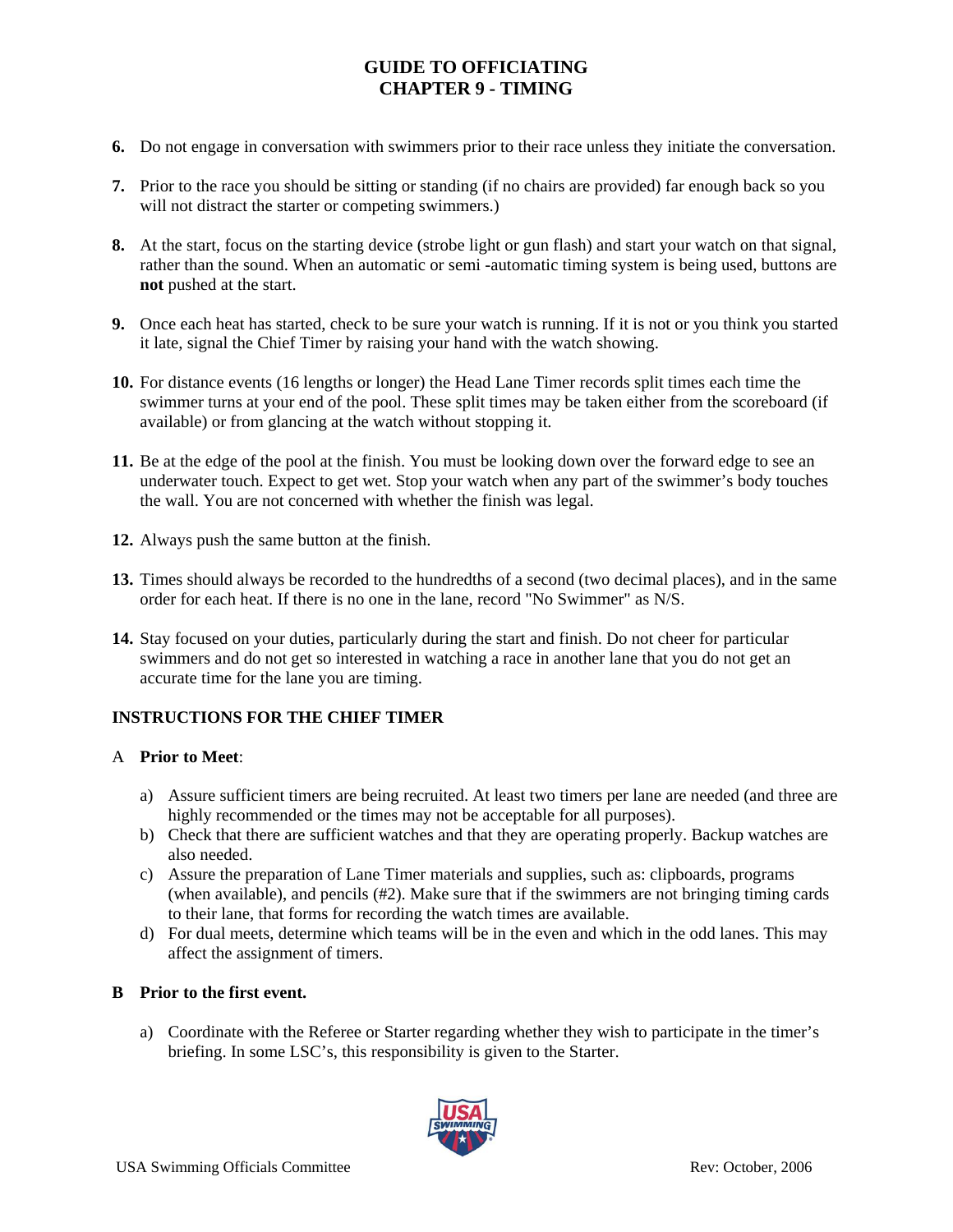# GUIDE TO OFFICIATING
## CHAPTER 9 - TIMING

**6.** Do not engage in conversation with swimmers prior to their race unless they initiate the conversation.

**7.** Prior to the race you should be sitting or standing (if no chairs are provided) far enough back so you will not distract the starter or competing swimmers.)

**8.** At the start, focus on the starting device (strobe light or gun flash) and start your watch on that signal, rather than the sound. When an automatic or semi -automatic timing system is being used, buttons are **not** pushed at the start.

**9.** Once each heat has started, check to be sure your watch is running. If it is not or you think you started it late, signal the Chief Timer by raising your hand with the watch showing.

**10.** For distance events (16 lengths or longer) the Head Lane Timer records split times each time the swimmer turns at your end of the pool. These split times may be taken either from the scoreboard (if available) or from glancing at the watch without stopping it.

**11.** Be at the edge of the pool at the finish. You must be looking down over the forward edge to see an underwater touch. Expect to get wet. Stop your watch when any part of the swimmer's body touches the wall. You are not concerned with whether the finish was legal.

**12.** Always push the same button at the finish.

**13.** Times should always be recorded to the hundredths of a second (two decimal places), and in the same order for each heat. If there is no one in the lane, record "No Swimmer" as N/S.

**14.** Stay focused on your duties, particularly during the start and finish. Do not cheer for particular swimmers and do not get so interested in watching a race in another lane that you do not get an accurate time for the lane you are timing.

### INSTRUCTIONS FOR THE CHIEF TIMER

A **Prior to Meet**:

a) Assure sufficient timers are being recruited. At least two timers per lane are needed (and three are highly recommended or the times may not be acceptable for all purposes).
b) Check that there are sufficient watches and that they are operating properly. Backup watches are also needed.
c) Assure the preparation of Lane Timer materials and supplies, such as: clipboards, programs (when available), and pencils (#2). Make sure that if the swimmers are not bringing timing cards to their lane, that forms for recording the watch times are available.
d) For dual meets, determine which teams will be in the even and which in the odd lanes. This may affect the assignment of timers.

**B Prior to the first event.**

a) Coordinate with the Referee or Starter regarding whether they wish to participate in the timer's briefing. In some LSC's, this responsibility is given to the Starter.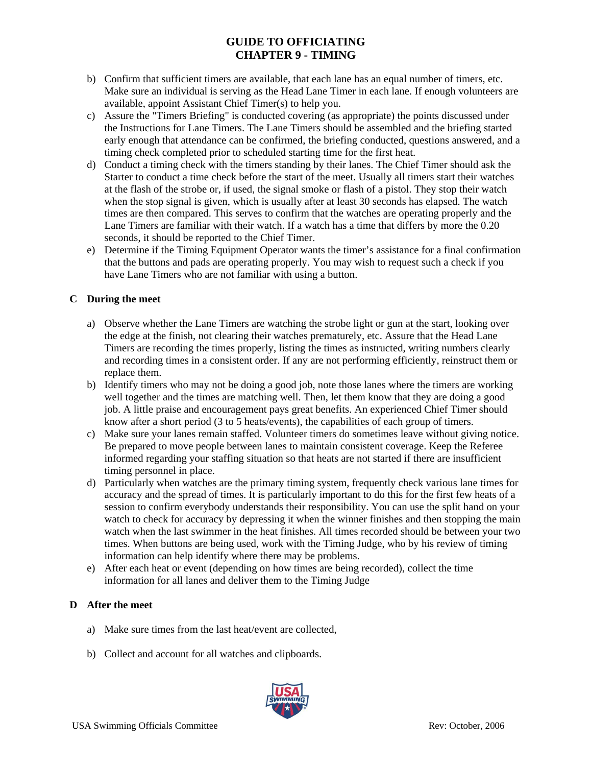b) Confirm that sufficient timers are available, that each lane has an equal number of timers, etc. Make sure an individual is serving as the Head Lane Timer in each lane. If enough volunteers are available, appoint Assistant Chief Timer(s) to help you.
c) Assure the "Timers Briefing" is conducted covering (as appropriate) the points discussed under the Instructions for Lane Timers. The Lane Timers should be assembled and the briefing started early enough that attendance can be confirmed, the briefing conducted, questions answered, and a timing check completed prior to scheduled starting time for the first heat.
d) Conduct a timing check with the timers standing by their lanes. The Chief Timer should ask the Starter to conduct a time check before the start of the meet. Usually all timers start their watches at the flash of the strobe or, if used, the signal smoke or flash of a pistol. They stop their watch when the stop signal is given, which is usually after at least 30 seconds has elapsed. The watch times are then compared. This serves to confirm that the watches are operating properly and the Lane Timers are familiar with their watch. If a watch has a time that differs by more the 0.20 seconds, it should be reported to the Chief Timer.
e) Determine if the Timing Equipment Operator wants the timer's assistance for a final confirmation that the buttons and pads are operating properly. You may wish to request such a check if you have Lane Timers who are not familiar with using a button.

## C During the meet

a) Observe whether the Lane Timers are watching the strobe light or gun at the start, looking over the edge at the finish, not clearing their watches prematurely, etc. Assure that the Head Lane Timers are recording the times properly, listing the times as instructed, writing numbers clearly and recording times in a consistent order. If any are not performing efficiently, reinstruct them or replace them.
b) Identify timers who may not be doing a good job, note those lanes where the timers are working well together and the times are matching well. Then, let them know that they are doing a good job. A little praise and encouragement pays great benefits. An experienced Chief Timer should know after a short period (3 to 5 heats/events), the capabilities of each group of timers.
c) Make sure your lanes remain staffed. Volunteer timers do sometimes leave without giving notice. Be prepared to move people between lanes to maintain consistent coverage. Keep the Referee informed regarding your staffing situation so that heats are not started if there are insufficient timing personnel in place.
d) Particularly when watches are the primary timing system, frequently check various lane times for accuracy and the spread of times. It is particularly important to do this for the first few heats of a session to confirm everybody understands their responsibility. You can use the split hand on your watch to check for accuracy by depressing it when the winner finishes and then stopping the main watch when the last swimmer in the heat finishes. All times recorded should be between your two times. When buttons are being used, work with the Timing Judge, who by his review of timing information can help identify where there may be problems.
e) After each heat or event (depending on how times are being recorded), collect the time information for all lanes and deliver them to the Timing Judge

## D After the meet

a) Make sure times from the last heat/event are collected,

b) Collect and account for all watches and clipboards.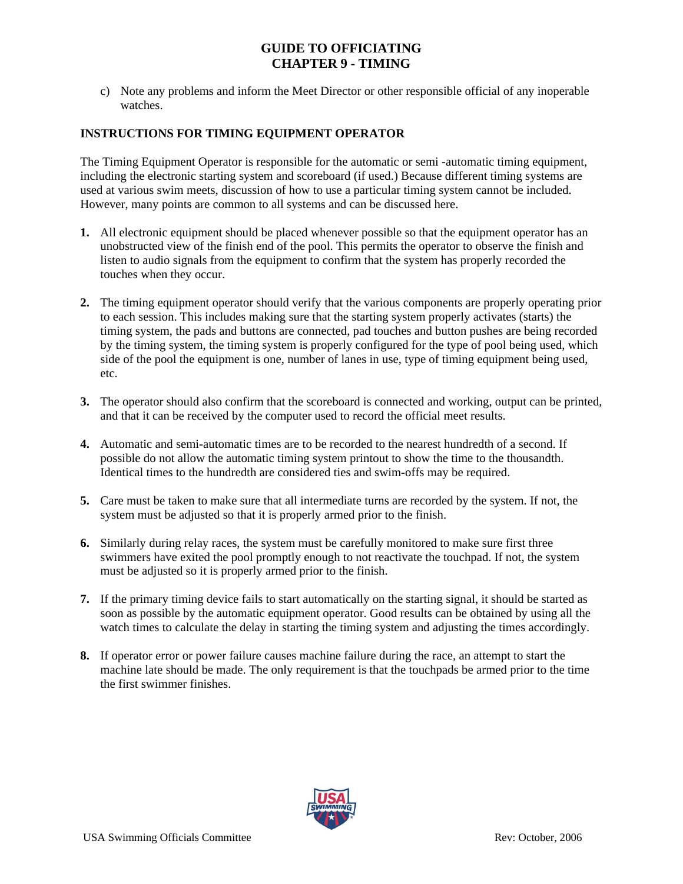c) Note any problems and inform the Meet Director or other responsible official of any inoperable watches.

## INSTRUCTIONS FOR TIMING EQUIPMENT OPERATOR

The Timing Equipment Operator is responsible for the automatic or semi -automatic timing equipment, including the electronic starting system and scoreboard (if used.) Because different timing systems are used at various swim meets, discussion of how to use a particular timing system cannot be included. However, many points are common to all systems and can be discussed here.

**1.** All electronic equipment should be placed whenever possible so that the equipment operator has an unobstructed view of the finish end of the pool. This permits the operator to observe the finish and listen to audio signals from the equipment to confirm that the system has properly recorded the touches when they occur.

**2.** The timing equipment operator should verify that the various components are properly operating prior to each session. This includes making sure that the starting system properly activates (starts) the timing system, the pads and buttons are connected, pad touches and button pushes are being recorded by the timing system, the timing system is properly configured for the type of pool being used, which side of the pool the equipment is one, number of lanes in use, type of timing equipment being used, etc.

**3.** The operator should also confirm that the scoreboard is connected and working, output can be printed, and that it can be received by the computer used to record the official meet results.

**4.** Automatic and semi-automatic times are to be recorded to the nearest hundredth of a second. If possible do not allow the automatic timing system printout to show the time to the thousandth. Identical times to the hundredth are considered ties and swim-offs may be required.

**5.** Care must be taken to make sure that all intermediate turns are recorded by the system. If not, the system must be adjusted so that it is properly armed prior to the finish.

**6.** Similarly during relay races, the system must be carefully monitored to make sure first three swimmers have exited the pool promptly enough to not reactivate the touchpad. If not, the system must be adjusted so it is properly armed prior to the finish.

**7.** If the primary timing device fails to start automatically on the starting signal, it should be started as soon as possible by the automatic equipment operator. Good results can be obtained by using all the watch times to calculate the delay in starting the timing system and adjusting the times accordingly.

**8.** If operator error or power failure causes machine failure during the race, an attempt to start the machine late should be made. The only requirement is that the touchpads be armed prior to the time the first swimmer finishes.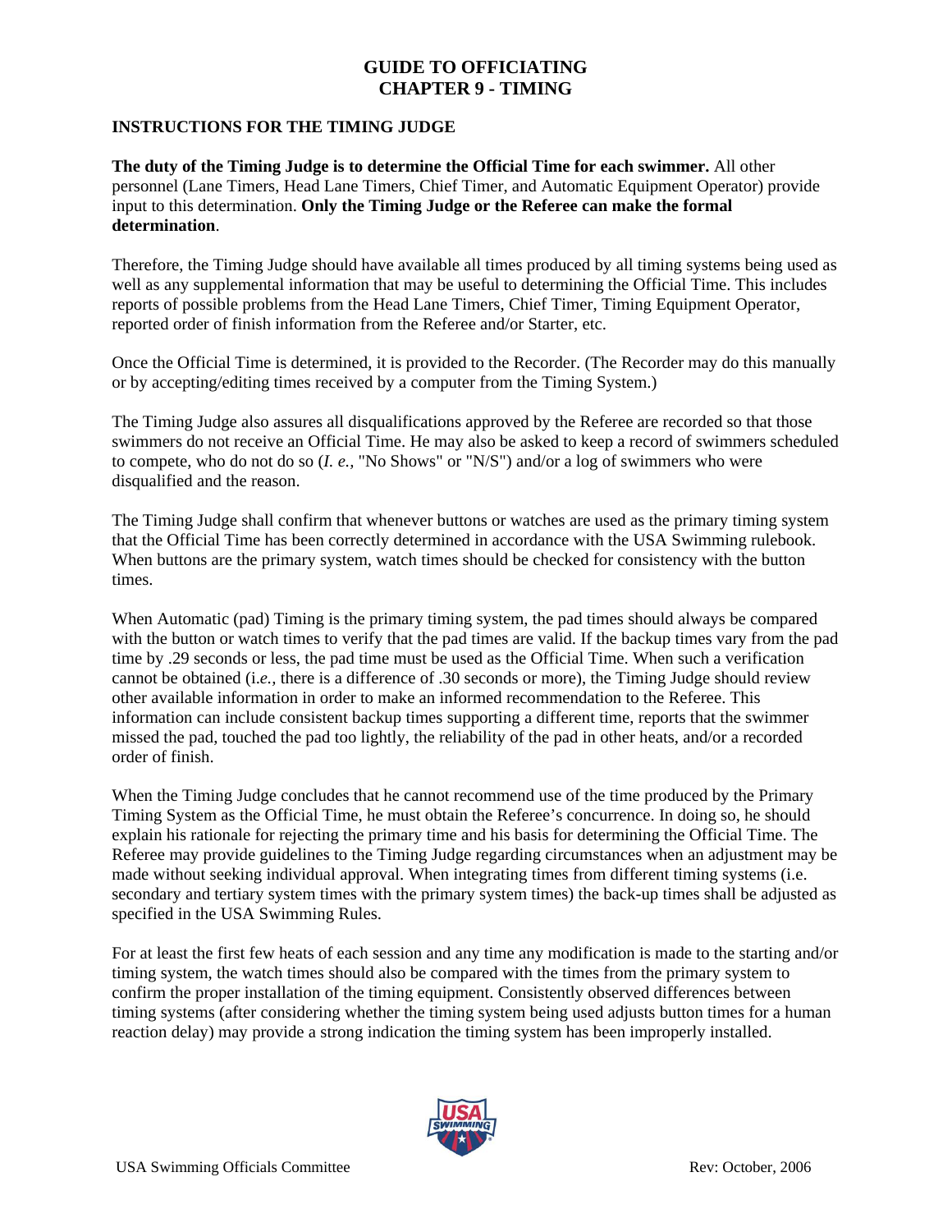# GUIDE TO OFFICIATING
## CHAPTER 9 - TIMING

### INSTRUCTIONS FOR THE TIMING JUDGE

**The duty of the Timing Judge is to determine the Official Time for each swimmer.** All other personnel (Lane Timers, Head Lane Timers, Chief Timer, and Automatic Equipment Operator) provide input to this determination. **Only the Timing Judge or the Referee can make the formal determination**.

Therefore, the Timing Judge should have available all times produced by all timing systems being used as well as any supplemental information that may be useful to determining the Official Time. This includes reports of possible problems from the Head Lane Timers, Chief Timer, Timing Equipment Operator, reported order of finish information from the Referee and/or Starter, etc.

Once the Official Time is determined, it is provided to the Recorder. (The Recorder may do this manually or by accepting/editing times received by a computer from the Timing System.)

The Timing Judge also assures all disqualifications approved by the Referee are recorded so that those swimmers do not receive an Official Time. He may also be asked to keep a record of swimmers scheduled to compete, who do not do so (*I. e.,* "No Shows" or "N/S") and/or a log of swimmers who were disqualified and the reason.

The Timing Judge shall confirm that whenever buttons or watches are used as the primary timing system that the Official Time has been correctly determined in accordance with the USA Swimming rulebook. When buttons are the primary system, watch times should be checked for consistency with the button times.

When Automatic (pad) Timing is the primary timing system, the pad times should always be compared with the button or watch times to verify that the pad times are valid. If the backup times vary from the pad time by .29 seconds or less, the pad time must be used as the Official Time. When such a verification cannot be obtained (i.*e.,* there is a difference of .30 seconds or more), the Timing Judge should review other available information in order to make an informed recommendation to the Referee. This information can include consistent backup times supporting a different time, reports that the swimmer missed the pad, touched the pad too lightly, the reliability of the pad in other heats, and/or a recorded order of finish.

When the Timing Judge concludes that he cannot recommend use of the time produced by the Primary Timing System as the Official Time, he must obtain the Referee's concurrence. In doing so, he should explain his rationale for rejecting the primary time and his basis for determining the Official Time. The Referee may provide guidelines to the Timing Judge regarding circumstances when an adjustment may be made without seeking individual approval. When integrating times from different timing systems (i.e. secondary and tertiary system times with the primary system times) the back-up times shall be adjusted as specified in the USA Swimming Rules.

For at least the first few heats of each session and any time any modification is made to the starting and/or timing system, the watch times should also be compared with the times from the primary system to confirm the proper installation of the timing equipment. Consistently observed differences between timing systems (after considering whether the timing system being used adjusts button times for a human reaction delay) may provide a strong indication the timing system has been improperly installed.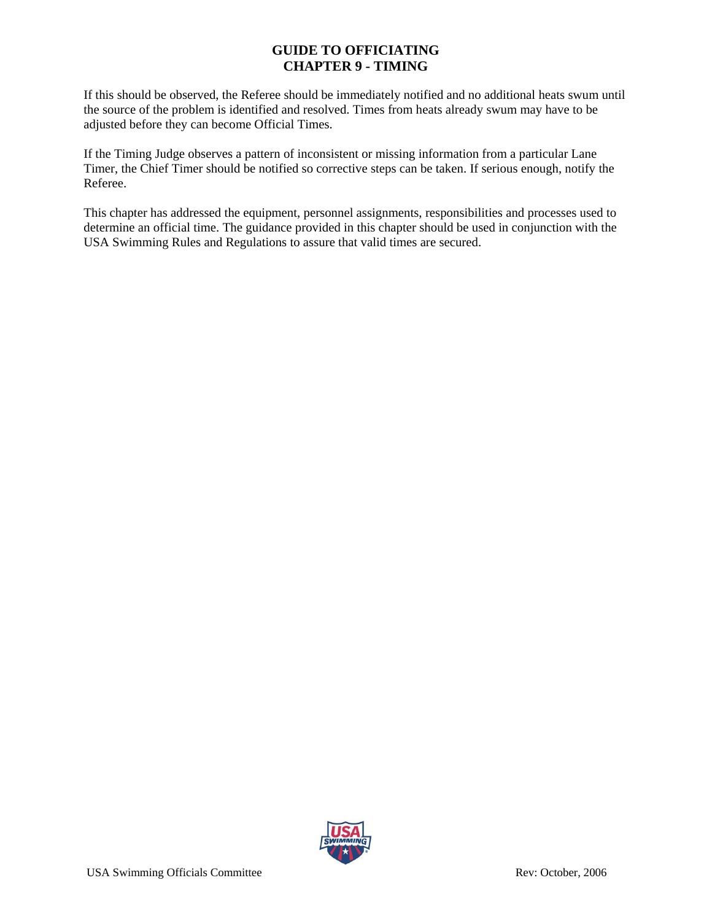If this should be observed, the Referee should be immediately notified and no additional heats swum until the source of the problem is identified and resolved. Times from heats already swum may have to be adjusted before they can become Official Times.

If the Timing Judge observes a pattern of inconsistent or missing information from a particular Lane Timer, the Chief Timer should be notified so corrective steps can be taken. If serious enough, notify the Referee.

This chapter has addressed the equipment, personnel assignments, responsibilities and processes used to determine an official time. The guidance provided in this chapter should be used in conjunction with the USA Swimming Rules and Regulations to assure that valid times are secured.